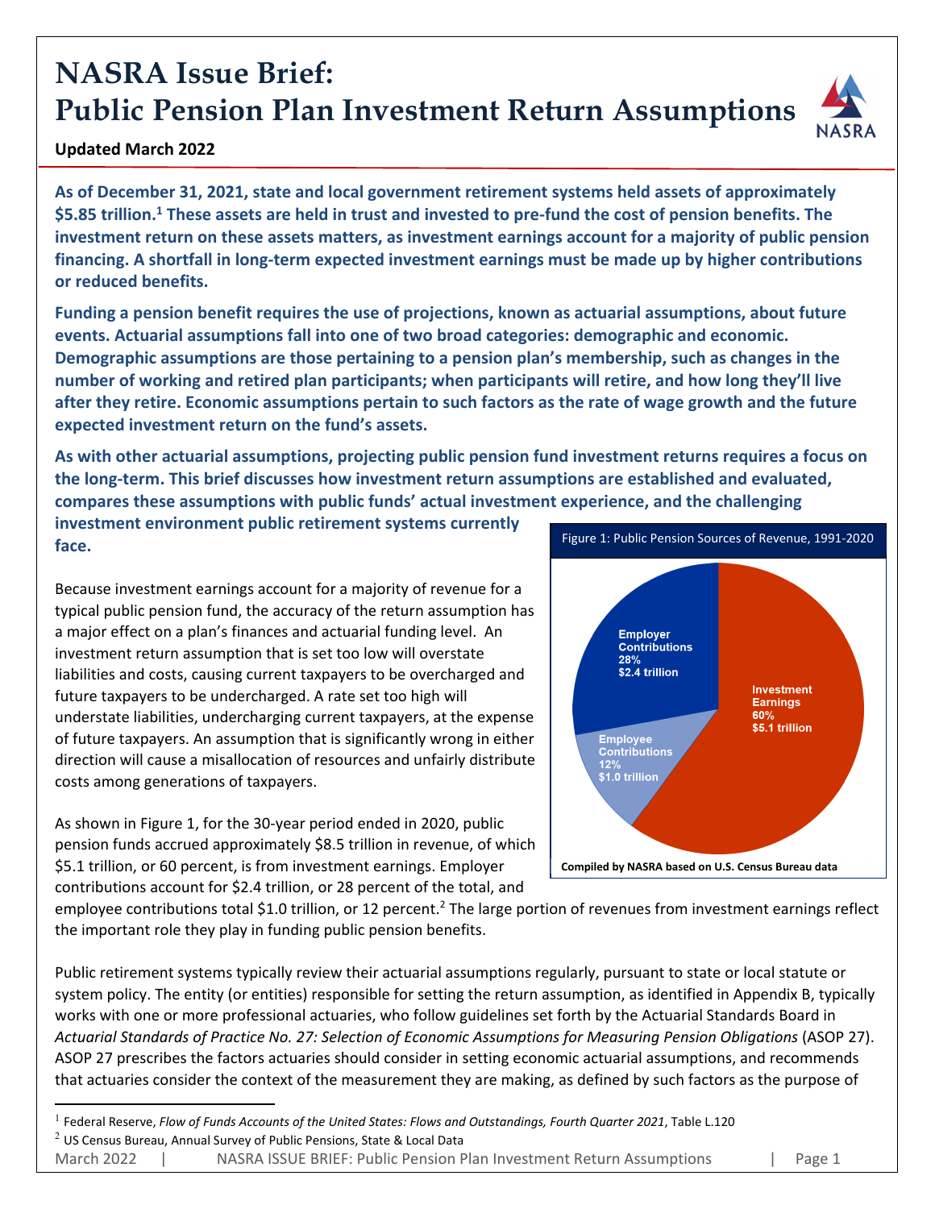# NASRA Issue Brief:
# Public Pension Plan Investment Return Assumptions

**Updated March 2022**

**As of December 31, 2021, state and local government retirement systems held assets of approximately $5.85 trillion.[1] These assets are held in trust and invested to pre-fund the cost of pension benefits. The investment return on these assets matters, as investment earnings account for a majority of public pension financing. A shortfall in long-term expected investment earnings must be made up by higher contributions or reduced benefits.**

**Funding a pension benefit requires the use of projections, known as actuarial assumptions, about future events. Actuarial assumptions fall into one of two broad categories: demographic and economic. Demographic assumptions are those pertaining to a pension plan's membership, such as changes in the number of working and retired plan participants; when participants will retire, and how long they'll live after they retire. Economic assumptions pertain to such factors as the rate of wage growth and the future expected investment return on the fund's assets.**

**As with other actuarial assumptions, projecting public pension fund investment returns requires a focus on the long-term. This brief discusses how investment return assumptions are established and evaluated, compares these assumptions with public funds' actual investment experience, and the challenging investment environment public retirement systems currently face.**

Because investment earnings account for a majority of revenue for a typical public pension fund, the accuracy of the return assumption has a major effect on a plan's finances and actuarial funding level. An investment return assumption that is set too low will overstate liabilities and costs, causing current taxpayers to be overcharged and future taxpayers to be undercharged. A rate set too high will understate liabilities, undercharging current taxpayers, at the expense of future taxpayers. An assumption that is significantly wrong in either direction will cause a misallocation of resources and unfairly distribute costs among generations of taxpayers.

Figure 1: Public Pension Sources of Revenue, 1991-2020

| Source | Share | Amount |
|---|---|---|
| Investment Earnings | 60% | $5.1 trillion |
| Employer Contributions | 28% | $2.4 trillion |
| Employee Contributions | 12% | $1.0 trillion |

**Compiled by NASRA based on U.S. Census Bureau data**

As shown in Figure 1, for the 30-year period ended in 2020, public pension funds accrued approximately $8.5 trillion in revenue, of which $5.1 trillion, or 60 percent, is from investment earnings. Employer contributions account for $2.4 trillion, or 28 percent of the total, and employee contributions total $1.0 trillion, or 12 percent.[2] The large portion of revenues from investment earnings reflect the important role they play in funding public pension benefits.

Public retirement systems typically review their actuarial assumptions regularly, pursuant to state or local statute or system policy. The entity (or entities) responsible for setting the return assumption, as identified in Appendix B, typically works with one or more professional actuaries, who follow guidelines set forth by the Actuarial Standards Board in *Actuarial Standards of Practice No. 27: Selection of Economic Assumptions for Measuring Pension Obligations* (ASOP 27). ASOP 27 prescribes the factors actuaries should consider in setting economic actuarial assumptions, and recommends that actuaries consider the context of the measurement they are making, as defined by such factors as the purpose of

[1] Federal Reserve, *Flow of Funds Accounts of the United States: Flows and Outstandings, Fourth Quarter 2021*, Table L.120

[2] US Census Bureau, Annual Survey of Public Pensions, State & Local Data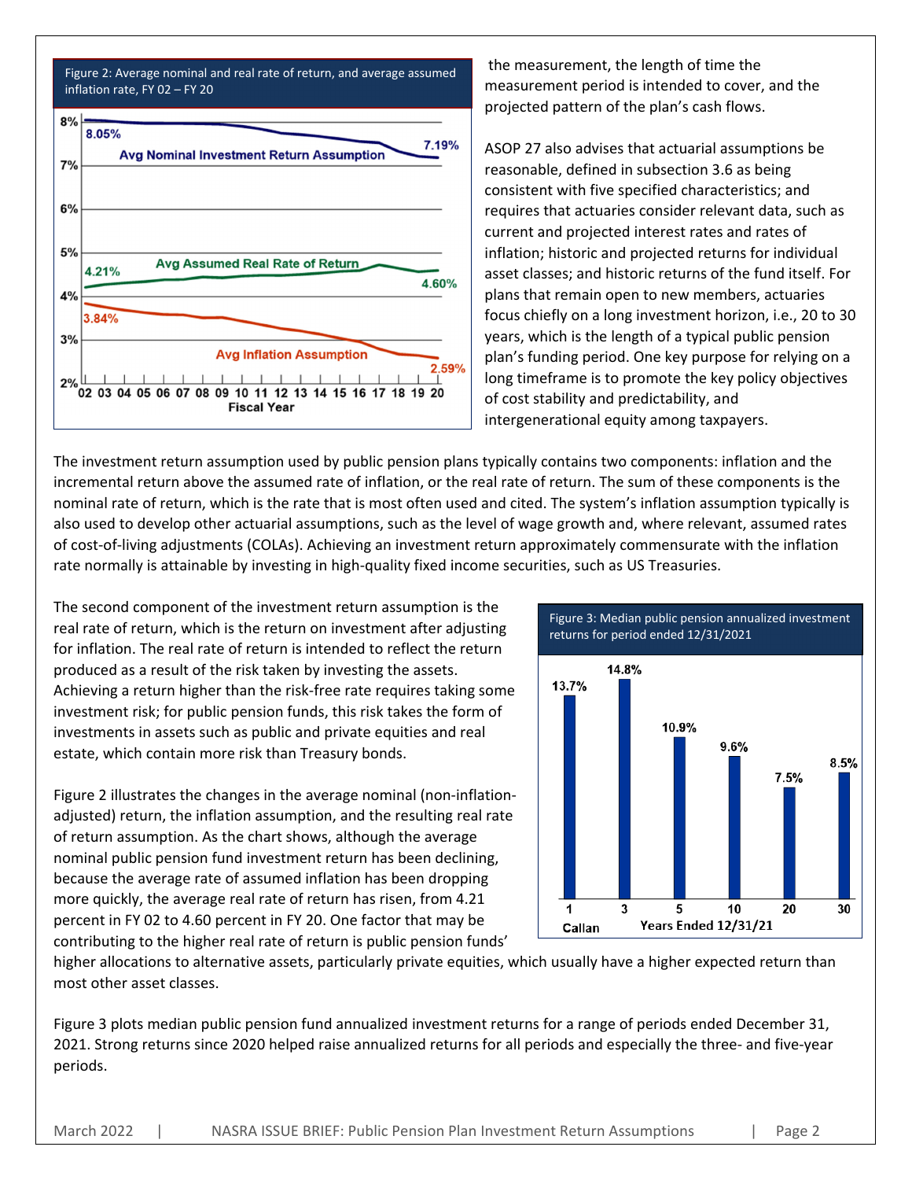Figure 2: Average nominal and real rate of return, and average assumed inflation rate, FY 02 – FY 20

the measurement, the length of time the measurement period is intended to cover, and the projected pattern of the plan's cash flows.

ASOP 27 also advises that actuarial assumptions be reasonable, defined in subsection 3.6 as being consistent with five specified characteristics; and requires that actuaries consider relevant data, such as current and projected interest rates and rates of inflation; historic and projected returns for individual asset classes; and historic returns of the fund itself. For plans that remain open to new members, actuaries focus chiefly on a long investment horizon, i.e., 20 to 30 years, which is the length of a typical public pension plan's funding period. One key purpose for relying on a long timeframe is to promote the key policy objectives of cost stability and predictability, and intergenerational equity among taxpayers.

The investment return assumption used by public pension plans typically contains two components: inflation and the incremental return above the assumed rate of inflation, or the real rate of return. The sum of these components is the nominal rate of return, which is the rate that is most often used and cited. The system's inflation assumption typically is also used to develop other actuarial assumptions, such as the level of wage growth and, where relevant, assumed rates of cost-of-living adjustments (COLAs). Achieving an investment return approximately commensurate with the inflation rate normally is attainable by investing in high-quality fixed income securities, such as US Treasuries.

The second component of the investment return assumption is the real rate of return, which is the return on investment after adjusting for inflation. The real rate of return is intended to reflect the return produced as a result of the risk taken by investing the assets. Achieving a return higher than the risk-free rate requires taking some investment risk; for public pension funds, this risk takes the form of investments in assets such as public and private equities and real estate, which contain more risk than Treasury bonds.

Figure 2 illustrates the changes in the average nominal (non-inflation-adjusted) return, the inflation assumption, and the resulting real rate of return assumption. As the chart shows, although the average nominal public pension fund investment return has been declining, because the average rate of assumed inflation has been dropping more quickly, the average real rate of return has risen, from 4.21 percent in FY 02 to 4.60 percent in FY 20. One factor that may be contributing to the higher real rate of return is public pension funds' higher allocations to alternative assets, particularly private equities, which usually have a higher expected return than most other asset classes.

Figure 3: Median public pension annualized investment returns for period ended 12/31/2021

Figure 3 plots median public pension fund annualized investment returns for a range of periods ended December 31, 2021. Strong returns since 2020 helped raise annualized returns for all periods and especially the three- and five-year periods.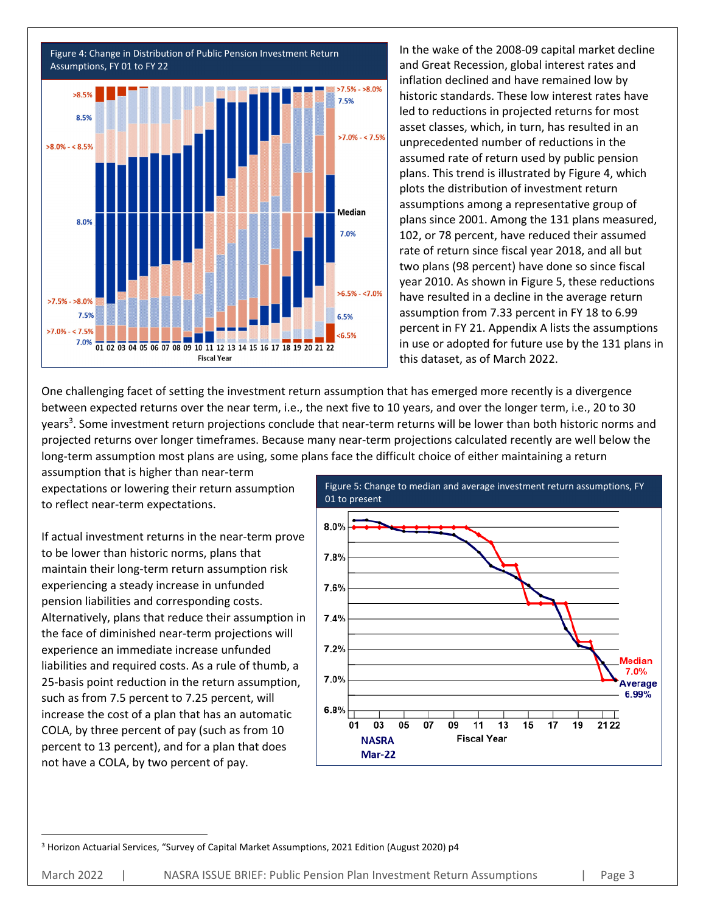Figure 4: Change in Distribution of Public Pension Investment Return Assumptions, FY 01 to FY 22

In the wake of the 2008-09 capital market decline and Great Recession, global interest rates and inflation declined and have remained low by historic standards. These low interest rates have led to reductions in projected returns for most asset classes, which, in turn, has resulted in an unprecedented number of reductions in the assumed rate of return used by public pension plans. This trend is illustrated by Figure 4, which plots the distribution of investment return assumptions among a representative group of plans since 2001. Among the 131 plans measured, 102, or 78 percent, have reduced their assumed rate of return since fiscal year 2018, and all but two plans (98 percent) have done so since fiscal year 2010. As shown in Figure 5, these reductions have resulted in a decline in the average return assumption from 7.33 percent in FY 18 to 6.99 percent in FY 21. Appendix A lists the assumptions in use or adopted for future use by the 131 plans in this dataset, as of March 2022.

One challenging facet of setting the investment return assumption that has emerged more recently is a divergence between expected returns over the near term, i.e., the next five to 10 years, and over the longer term, i.e., 20 to 30 years[3]. Some investment return projections conclude that near-term returns will be lower than both historic norms and projected returns over longer timeframes. Because many near-term projections calculated recently are well below the long-term assumption most plans are using, some plans face the difficult choice of either maintaining a return assumption that is higher than near-term expectations or lowering their return assumption to reflect near-term expectations.

If actual investment returns in the near-term prove to be lower than historic norms, plans that maintain their long-term return assumption risk experiencing a steady increase in unfunded pension liabilities and corresponding costs. Alternatively, plans that reduce their assumption in the face of diminished near-term projections will experience an immediate increase unfunded liabilities and required costs. As a rule of thumb, a 25-basis point reduction in the return assumption, such as from 7.5 percent to 7.25 percent, will increase the cost of a plan that has an automatic COLA, by three percent of pay (such as from 10 percent to 13 percent), and for a plan that does not have a COLA, by two percent of pay.

Figure 5: Change to median and average investment return assumptions, FY 01 to present

[3] Horizon Actuarial Services, "Survey of Capital Market Assumptions, 2021 Edition (August 2020) p4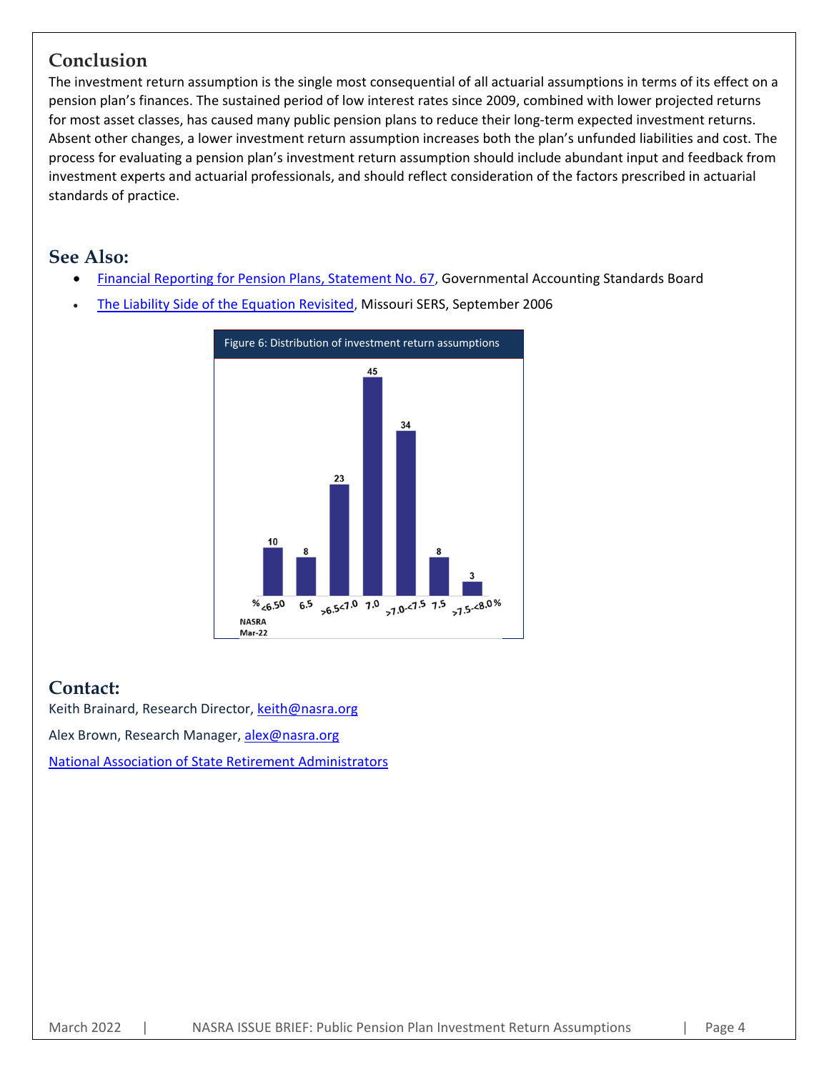## Conclusion

The investment return assumption is the single most consequential of all actuarial assumptions in terms of its effect on a pension plan's finances. The sustained period of low interest rates since 2009, combined with lower projected returns for most asset classes, has caused many public pension plans to reduce their long-term expected investment returns. Absent other changes, a lower investment return assumption increases both the plan's unfunded liabilities and cost. The process for evaluating a pension plan's investment return assumption should include abundant input and feedback from investment experts and actuarial professionals, and should reflect consideration of the factors prescribed in actuarial standards of practice.

## See Also:

- Financial Reporting for Pension Plans, Statement No. 67, Governmental Accounting Standards Board
- The Liability Side of the Equation Revisited, Missouri SERS, September 2006

Figure 6: Distribution of investment return assumptions

| % | <6.50 | 6.5 | >6.5<7.0 | 7.0 | >7.0-<7.5 | 7.5 | >7.5-<8.0 % |
|---|---|---|---|---|---|---|---|
| Count | 10 | 8 | 23 | 45 | 34 | 8 | 3 |

NASRA
Mar-22

## Contact:

Keith Brainard, Research Director, keith@nasra.org

Alex Brown, Research Manager, alex@nasra.org

National Association of State Retirement Administrators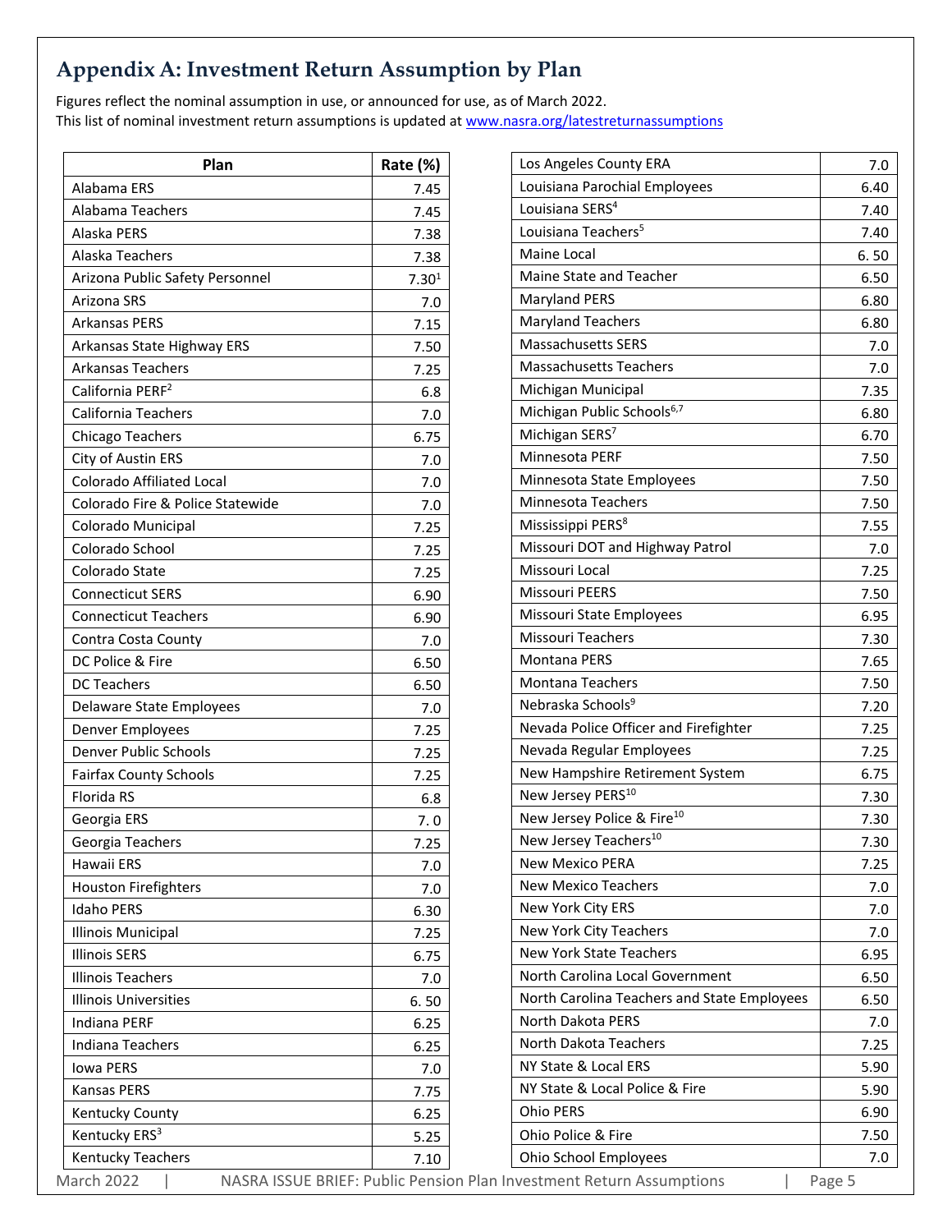## Appendix A: Investment Return Assumption by Plan

Figures reflect the nominal assumption in use, or announced for use, as of March 2022.
This list of nominal investment return assumptions is updated at www.nasra.org/latestreturnassumptions

| Plan | Rate (%) |
|---|---|
| Alabama ERS | 7.45 |
| Alabama Teachers | 7.45 |
| Alaska PERS | 7.38 |
| Alaska Teachers | 7.38 |
| Arizona Public Safety Personnel | 7.30[1] |
| Arizona SRS | 7.0 |
| Arkansas PERS | 7.15 |
| Arkansas State Highway ERS | 7.50 |
| Arkansas Teachers | 7.25 |
| California PERF[2] | 6.8 |
| California Teachers | 7.0 |
| Chicago Teachers | 6.75 |
| City of Austin ERS | 7.0 |
| Colorado Affiliated Local | 7.0 |
| Colorado Fire & Police Statewide | 7.0 |
| Colorado Municipal | 7.25 |
| Colorado School | 7.25 |
| Colorado State | 7.25 |
| Connecticut SERS | 6.90 |
| Connecticut Teachers | 6.90 |
| Contra Costa County | 7.0 |
| DC Police & Fire | 6.50 |
| DC Teachers | 6.50 |
| Delaware State Employees | 7.0 |
| Denver Employees | 7.25 |
| Denver Public Schools | 7.25 |
| Fairfax County Schools | 7.25 |
| Florida RS | 6.8 |
| Georgia ERS | 7. 0 |
| Georgia Teachers | 7.25 |
| Hawaii ERS | 7.0 |
| Houston Firefighters | 7.0 |
| Idaho PERS | 6.30 |
| Illinois Municipal | 7.25 |
| Illinois SERS | 6.75 |
| Illinois Teachers | 7.0 |
| Illinois Universities | 6. 50 |
| Indiana PERF | 6.25 |
| Indiana Teachers | 6.25 |
| Iowa PERS | 7.0 |
| Kansas PERS | 7.75 |
| Kentucky County | 6.25 |
| Kentucky ERS[3] | 5.25 |
| Kentucky Teachers | 7.10 |
| Los Angeles County ERA | 7.0 |
| Louisiana Parochial Employees | 6.40 |
| Louisiana SERS[4] | 7.40 |
| Louisiana Teachers[5] | 7.40 |
| Maine Local | 6. 50 |
| Maine State and Teacher | 6.50 |
| Maryland PERS | 6.80 |
| Maryland Teachers | 6.80 |
| Massachusetts SERS | 7.0 |
| Massachusetts Teachers | 7.0 |
| Michigan Municipal | 7.35 |
| Michigan Public Schools[6,7] | 6.80 |
| Michigan SERS[7] | 6.70 |
| Minnesota PERF | 7.50 |
| Minnesota State Employees | 7.50 |
| Minnesota Teachers | 7.50 |
| Mississippi PERS[8] | 7.55 |
| Missouri DOT and Highway Patrol | 7.0 |
| Missouri Local | 7.25 |
| Missouri PEERS | 7.50 |
| Missouri State Employees | 6.95 |
| Missouri Teachers | 7.30 |
| Montana PERS | 7.65 |
| Montana Teachers | 7.50 |
| Nebraska Schools[9] | 7.20 |
| Nevada Police Officer and Firefighter | 7.25 |
| Nevada Regular Employees | 7.25 |
| New Hampshire Retirement System | 6.75 |
| New Jersey PERS[10] | 7.30 |
| New Jersey Police & Fire[10] | 7.30 |
| New Jersey Teachers[10] | 7.30 |
| New Mexico PERA | 7.25 |
| New Mexico Teachers | 7.0 |
| New York City ERS | 7.0 |
| New York City Teachers | 7.0 |
| New York State Teachers | 6.95 |
| North Carolina Local Government | 6.50 |
| North Carolina Teachers and State Employees | 6.50 |
| North Dakota PERS | 7.0 |
| North Dakota Teachers | 7.25 |
| NY State & Local ERS | 5.90 |
| NY State & Local Police & Fire | 5.90 |
| Ohio PERS | 6.90 |
| Ohio Police & Fire | 7.50 |
| Ohio School Employees | 7.0 |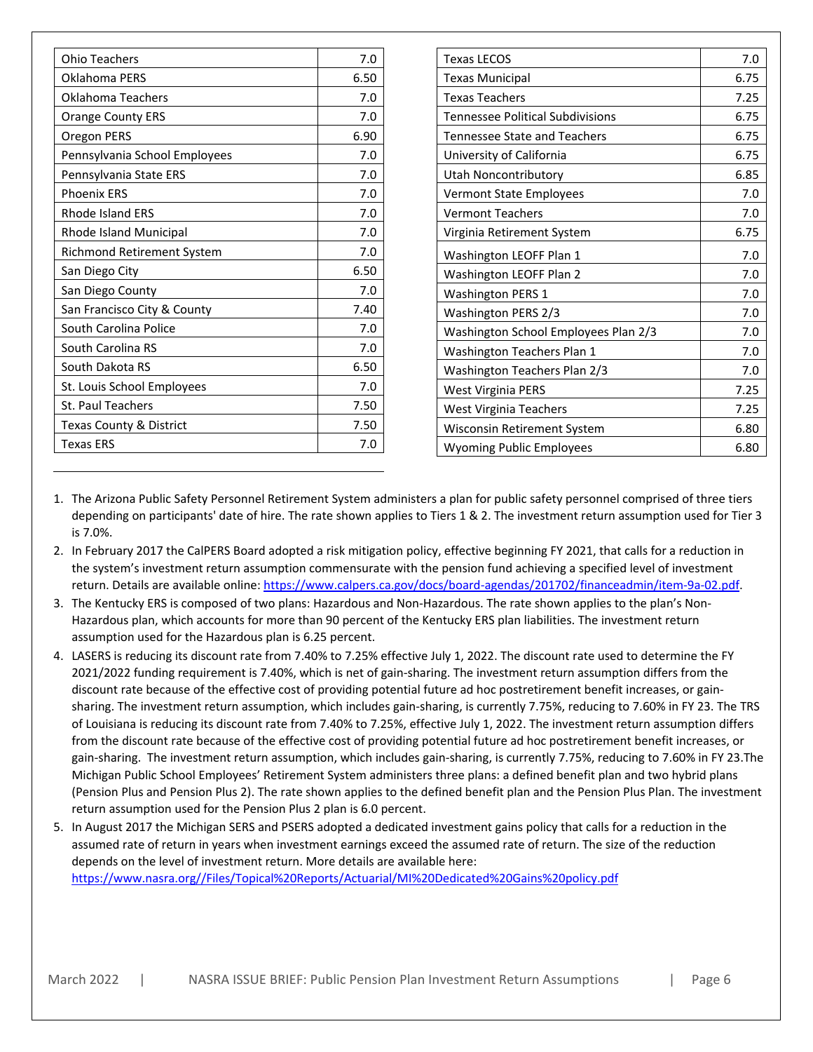| | |
|---|---|
| Ohio Teachers | 7.0 |
| Oklahoma PERS | 6.50 |
| Oklahoma Teachers | 7.0 |
| Orange County ERS | 7.0 |
| Oregon PERS | 6.90 |
| Pennsylvania School Employees | 7.0 |
| Pennsylvania State ERS | 7.0 |
| Phoenix ERS | 7.0 |
| Rhode Island ERS | 7.0 |
| Rhode Island Municipal | 7.0 |
| Richmond Retirement System | 7.0 |
| San Diego City | 6.50 |
| San Diego County | 7.0 |
| San Francisco City & County | 7.40 |
| South Carolina Police | 7.0 |
| South Carolina RS | 7.0 |
| South Dakota RS | 6.50 |
| St. Louis School Employees | 7.0 |
| St. Paul Teachers | 7.50 |
| Texas County & District | 7.50 |
| Texas ERS | 7.0 |
| Texas LECOS | 7.0 |
| Texas Municipal | 6.75 |
| Texas Teachers | 7.25 |
| Tennessee Political Subdivisions | 6.75 |
| Tennessee State and Teachers | 6.75 |
| University of California | 6.75 |
| Utah Noncontributory | 6.85 |
| Vermont State Employees | 7.0 |
| Vermont Teachers | 7.0 |
| Virginia Retirement System | 6.75 |
| Washington LEOFF Plan 1 | 7.0 |
| Washington LEOFF Plan 2 | 7.0 |
| Washington PERS 1 | 7.0 |
| Washington PERS 2/3 | 7.0 |
| Washington School Employees Plan 2/3 | 7.0 |
| Washington Teachers Plan 1 | 7.0 |
| Washington Teachers Plan 2/3 | 7.0 |
| West Virginia PERS | 7.25 |
| West Virginia Teachers | 7.25 |
| Wisconsin Retirement System | 6.80 |
| Wyoming Public Employees | 6.80 |

1. The Arizona Public Safety Personnel Retirement System administers a plan for public safety personnel comprised of three tiers depending on participants' date of hire. The rate shown applies to Tiers 1 & 2. The investment return assumption used for Tier 3 is 7.0%.
2. In February 2017 the CalPERS Board adopted a risk mitigation policy, effective beginning FY 2021, that calls for a reduction in the system's investment return assumption commensurate with the pension fund achieving a specified level of investment return. Details are available online: https://www.calpers.ca.gov/docs/board-agendas/201702/financeadmin/item-9a-02.pdf.
3. The Kentucky ERS is composed of two plans: Hazardous and Non-Hazardous. The rate shown applies to the plan's Non-Hazardous plan, which accounts for more than 90 percent of the Kentucky ERS plan liabilities. The investment return assumption used for the Hazardous plan is 6.25 percent.
4. LASERS is reducing its discount rate from 7.40% to 7.25% effective July 1, 2022. The discount rate used to determine the FY 2021/2022 funding requirement is 7.40%, which is net of gain-sharing. The investment return assumption differs from the discount rate because of the effective cost of providing potential future ad hoc postretirement benefit increases, or gain-sharing. The investment return assumption, which includes gain-sharing, is currently 7.75%, reducing to 7.60% in FY 23. The TRS of Louisiana is reducing its discount rate from 7.40% to 7.25%, effective July 1, 2022. The investment return assumption differs from the discount rate because of the effective cost of providing potential future ad hoc postretirement benefit increases, or gain-sharing. The investment return assumption, which includes gain-sharing, is currently 7.75%, reducing to 7.60% in FY 23.The Michigan Public School Employees' Retirement System administers three plans: a defined benefit plan and two hybrid plans (Pension Plus and Pension Plus 2). The rate shown applies to the defined benefit plan and the Pension Plus Plan. The investment return assumption used for the Pension Plus 2 plan is 6.0 percent.
5. In August 2017 the Michigan SERS and PSERS adopted a dedicated investment gains policy that calls for a reduction in the assumed rate of return in years when investment earnings exceed the assumed rate of return. The size of the reduction depends on the level of investment return. More details are available here: https://www.nasra.org//Files/Topical%20Reports/Actuarial/MI%20Dedicated%20Gains%20policy.pdf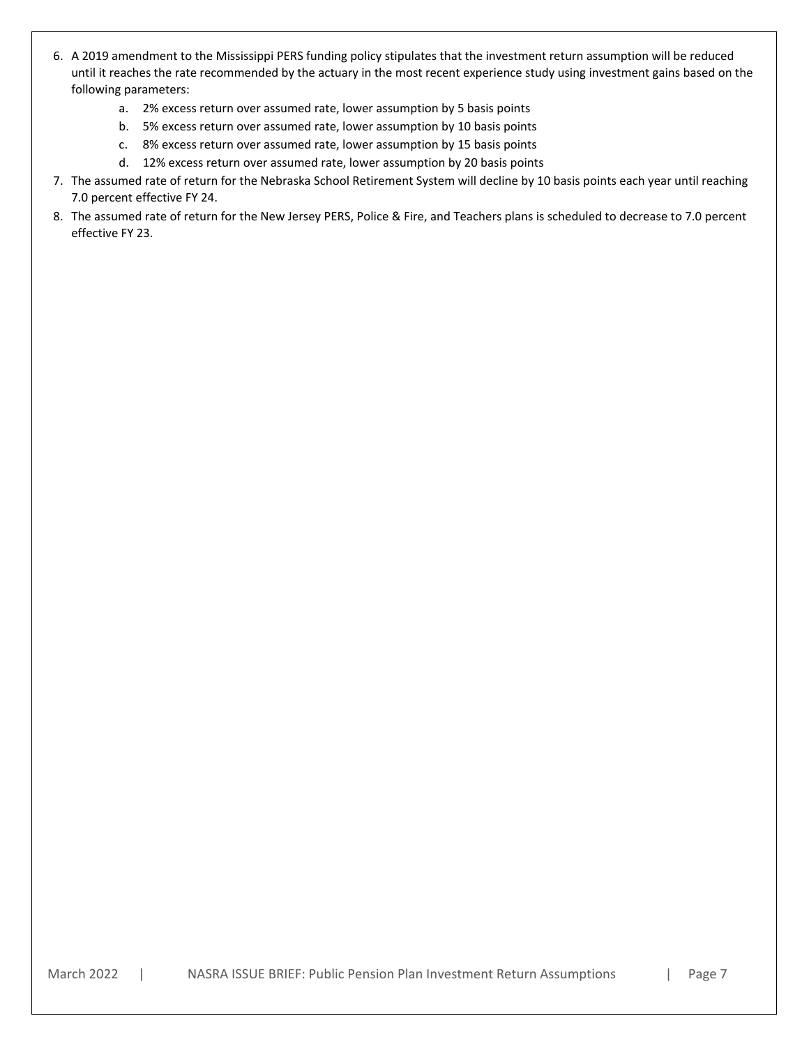6. A 2019 amendment to the Mississippi PERS funding policy stipulates that the investment return assumption will be reduced until it reaches the rate recommended by the actuary in the most recent experience study using investment gains based on the following parameters:
    a. 2% excess return over assumed rate, lower assumption by 5 basis points
    b. 5% excess return over assumed rate, lower assumption by 10 basis points
    c. 8% excess return over assumed rate, lower assumption by 15 basis points
    d. 12% excess return over assumed rate, lower assumption by 20 basis points
7. The assumed rate of return for the Nebraska School Retirement System will decline by 10 basis points each year until reaching 7.0 percent effective FY 24.
8. The assumed rate of return for the New Jersey PERS, Police & Fire, and Teachers plans is scheduled to decrease to 7.0 percent effective FY 23.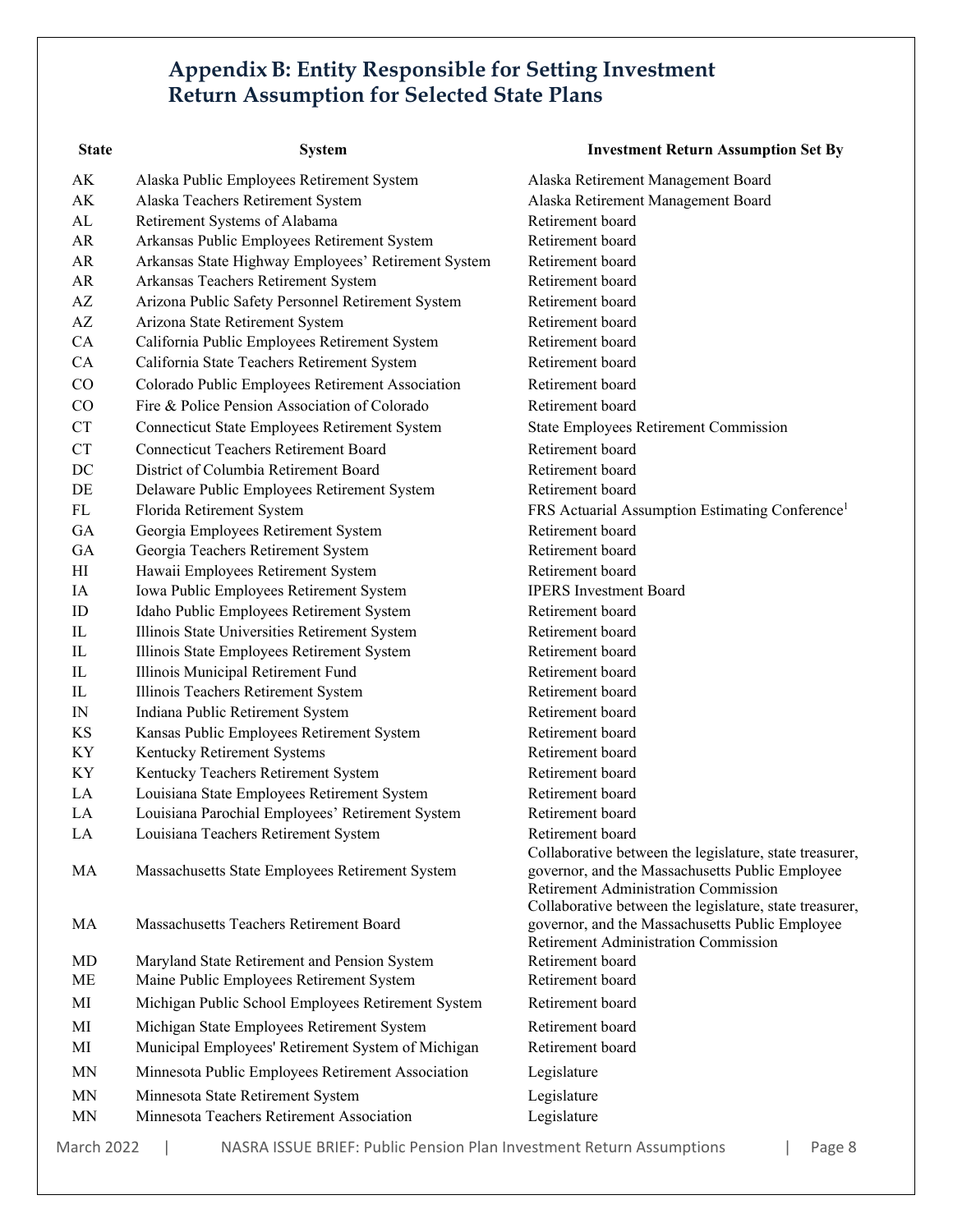## Appendix B: Entity Responsible for Setting Investment Return Assumption for Selected State Plans

| State | System | Investment Return Assumption Set By |
|---|---|---|
| AK | Alaska Public Employees Retirement System | Alaska Retirement Management Board |
| AK | Alaska Teachers Retirement System | Alaska Retirement Management Board |
| AL | Retirement Systems of Alabama | Retirement board |
| AR | Arkansas Public Employees Retirement System | Retirement board |
| AR | Arkansas State Highway Employees' Retirement System | Retirement board |
| AR | Arkansas Teachers Retirement System | Retirement board |
| AZ | Arizona Public Safety Personnel Retirement System | Retirement board |
| AZ | Arizona State Retirement System | Retirement board |
| CA | California Public Employees Retirement System | Retirement board |
| CA | California State Teachers Retirement System | Retirement board |
| CO | Colorado Public Employees Retirement Association | Retirement board |
| CO | Fire & Police Pension Association of Colorado | Retirement board |
| CT | Connecticut State Employees Retirement System | State Employees Retirement Commission |
| CT | Connecticut Teachers Retirement Board | Retirement board |
| DC | District of Columbia Retirement Board | Retirement board |
| DE | Delaware Public Employees Retirement System | Retirement board |
| FL | Florida Retirement System | FRS Actuarial Assumption Estimating Conference[1] |
| GA | Georgia Employees Retirement System | Retirement board |
| GA | Georgia Teachers Retirement System | Retirement board |
| HI | Hawaii Employees Retirement System | Retirement board |
| IA | Iowa Public Employees Retirement System | IPERS Investment Board |
| ID | Idaho Public Employees Retirement System | Retirement board |
| IL | Illinois State Universities Retirement System | Retirement board |
| IL | Illinois State Employees Retirement System | Retirement board |
| IL | Illinois Municipal Retirement Fund | Retirement board |
| IL | Illinois Teachers Retirement System | Retirement board |
| IN | Indiana Public Retirement System | Retirement board |
| KS | Kansas Public Employees Retirement System | Retirement board |
| KY | Kentucky Retirement Systems | Retirement board |
| KY | Kentucky Teachers Retirement System | Retirement board |
| LA | Louisiana State Employees Retirement System | Retirement board |
| LA | Louisiana Parochial Employees' Retirement System | Retirement board |
| LA | Louisiana Teachers Retirement System | Retirement board |
| MA | Massachusetts State Employees Retirement System | Collaborative between the legislature, state treasurer, governor, and the Massachusetts Public Employee Retirement Administration Commission |
| MA | Massachusetts Teachers Retirement Board | Collaborative between the legislature, state treasurer, governor, and the Massachusetts Public Employee Retirement Administration Commission |
| MD | Maryland State Retirement and Pension System | Retirement board |
| ME | Maine Public Employees Retirement System | Retirement board |
| MI | Michigan Public School Employees Retirement System | Retirement board |
| MI | Michigan State Employees Retirement System | Retirement board |
| MI | Municipal Employees' Retirement System of Michigan | Retirement board |
| MN | Minnesota Public Employees Retirement Association | Legislature |
| MN | Minnesota State Retirement System | Legislature |
| MN | Minnesota Teachers Retirement Association | Legislature |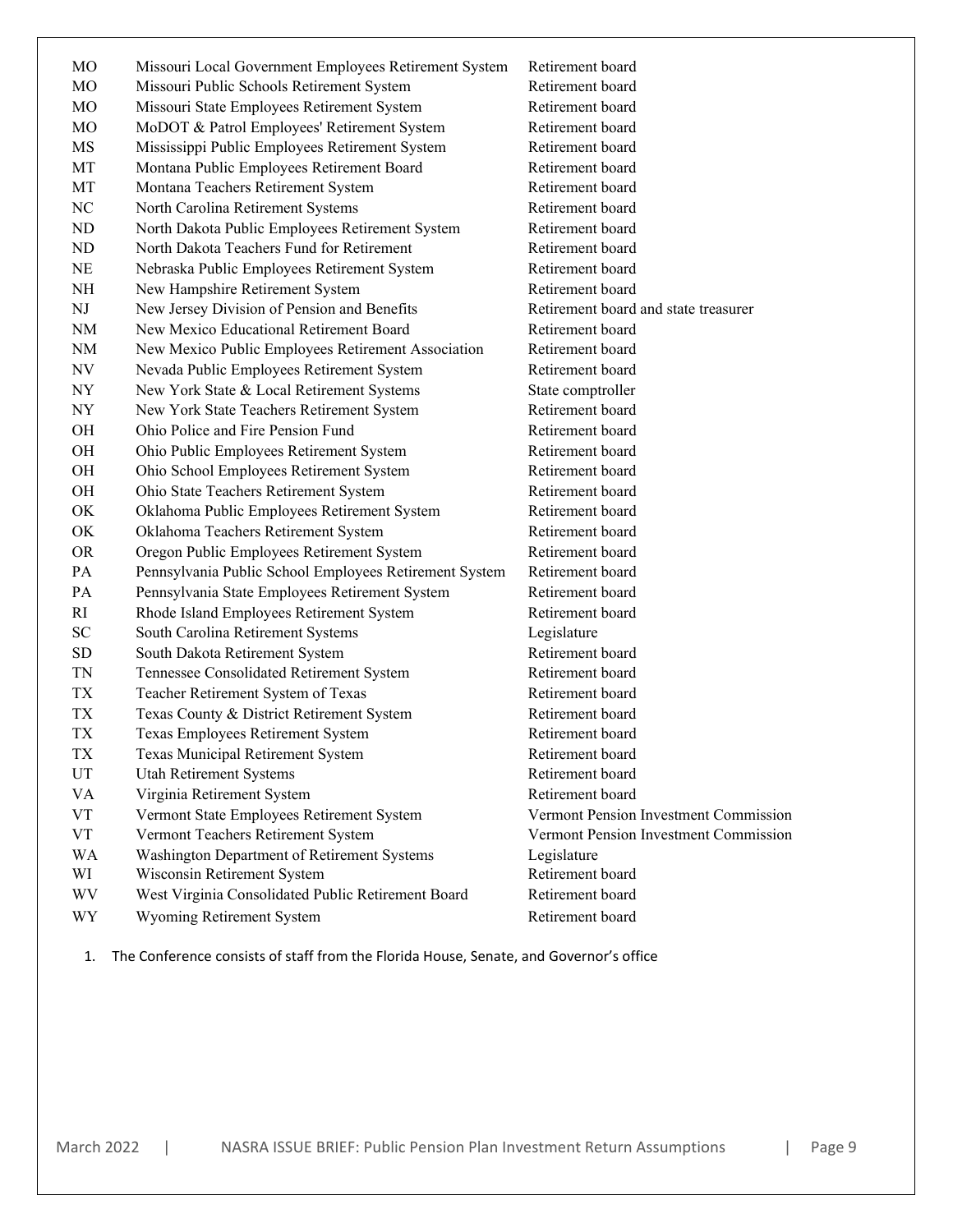| | | |
|---|---|---|
| MO | Missouri Local Government Employees Retirement System | Retirement board |
| MO | Missouri Public Schools Retirement System | Retirement board |
| MO | Missouri State Employees Retirement System | Retirement board |
| MO | MoDOT & Patrol Employees' Retirement System | Retirement board |
| MS | Mississippi Public Employees Retirement System | Retirement board |
| MT | Montana Public Employees Retirement Board | Retirement board |
| MT | Montana Teachers Retirement System | Retirement board |
| NC | North Carolina Retirement Systems | Retirement board |
| ND | North Dakota Public Employees Retirement System | Retirement board |
| ND | North Dakota Teachers Fund for Retirement | Retirement board |
| NE | Nebraska Public Employees Retirement System | Retirement board |
| NH | New Hampshire Retirement System | Retirement board |
| NJ | New Jersey Division of Pension and Benefits | Retirement board and state treasurer |
| NM | New Mexico Educational Retirement Board | Retirement board |
| NM | New Mexico Public Employees Retirement Association | Retirement board |
| NV | Nevada Public Employees Retirement System | Retirement board |
| NY | New York State & Local Retirement Systems | State comptroller |
| NY | New York State Teachers Retirement System | Retirement board |
| OH | Ohio Police and Fire Pension Fund | Retirement board |
| OH | Ohio Public Employees Retirement System | Retirement board |
| OH | Ohio School Employees Retirement System | Retirement board |
| OH | Ohio State Teachers Retirement System | Retirement board |
| OK | Oklahoma Public Employees Retirement System | Retirement board |
| OK | Oklahoma Teachers Retirement System | Retirement board |
| OR | Oregon Public Employees Retirement System | Retirement board |
| PA | Pennsylvania Public School Employees Retirement System | Retirement board |
| PA | Pennsylvania State Employees Retirement System | Retirement board |
| RI | Rhode Island Employees Retirement System | Retirement board |
| SC | South Carolina Retirement Systems | Legislature |
| SD | South Dakota Retirement System | Retirement board |
| TN | Tennessee Consolidated Retirement System | Retirement board |
| TX | Teacher Retirement System of Texas | Retirement board |
| TX | Texas County & District Retirement System | Retirement board |
| TX | Texas Employees Retirement System | Retirement board |
| TX | Texas Municipal Retirement System | Retirement board |
| UT | Utah Retirement Systems | Retirement board |
| VA | Virginia Retirement System | Retirement board |
| VT | Vermont State Employees Retirement System | Vermont Pension Investment Commission |
| VT | Vermont Teachers Retirement System | Vermont Pension Investment Commission |
| WA | Washington Department of Retirement Systems | Legislature |
| WI | Wisconsin Retirement System | Retirement board |
| WV | West Virginia Consolidated Public Retirement Board | Retirement board |
| WY | Wyoming Retirement System | Retirement board |

1. The Conference consists of staff from the Florida House, Senate, and Governor's office